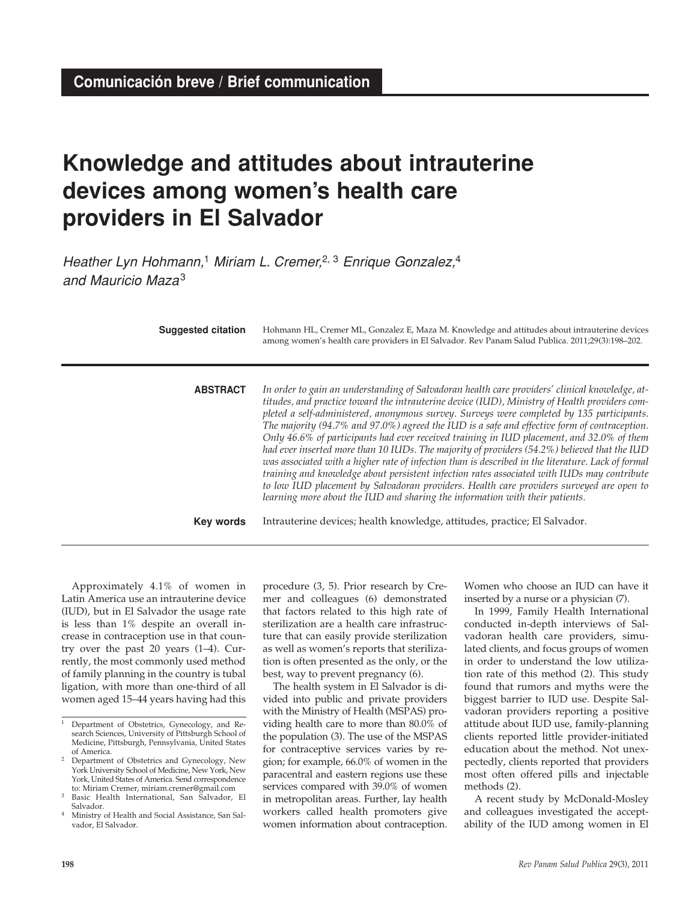**Comunicación breve / Brief communication**

# Knowledge and attitudes about intrauterine devices among women's health care providers in El Salvador

*Heather Lyn Hohmann,*[1] *Miriam L. Cremer,*[2,3] *Enrique Gonzalez,*[4] *and Mauricio Maza*[3]

**Suggested citation** Hohmann HL, Cremer ML, Gonzalez E, Maza M. Knowledge and attitudes about intrauterine devices among women's health care providers in El Salvador. Rev Panam Salud Publica. 2011;29(3):198–202.

**ABSTRACT** *In order to gain an understanding of Salvadoran health care providers' clinical knowledge, attitudes, and practice toward the intrauterine device (IUD), Ministry of Health providers completed a self-administered, anonymous survey. Surveys were completed by 135 participants. The majority (94.7% and 97.0%) agreed the IUD is a safe and effective form of contraception. Only 46.6% of participants had ever received training in IUD placement, and 32.0% of them had ever inserted more than 10 IUDs. The majority of providers (54.2%) believed that the IUD was associated with a higher rate of infection than is described in the literature. Lack of formal training and knowledge about persistent infection rates associated with IUDs may contribute to low IUD placement by Salvadoran providers. Health care providers surveyed are open to learning more about the IUD and sharing the information with their patients.*

**Key words** Intrauterine devices; health knowledge, attitudes, practice; El Salvador.

---

Approximately 4.1% of women in Latin America use an intrauterine device (IUD), but in El Salvador the usage rate is less than 1% despite an overall increase in contraception use in that country over the past 20 years (1–4). Currently, the most commonly used method of family planning in the country is tubal ligation, with more than one-third of all women aged 15–44 years having had this procedure (3, 5). Prior research by Cremer and colleagues (6) demonstrated that factors related to this high rate of sterilization are a health care infrastructure that can easily provide sterilization as well as women's reports that sterilization is often presented as the only, or the best, way to prevent pregnancy (6).

The health system in El Salvador is divided into public and private providers with the Ministry of Health (MSPAS) providing health care to more than 80.0% of the population (3). The use of the MSPAS for contraceptive services varies by region; for example, 66.0% of women in the paracentral and eastern regions use these services compared with 39.0% of women in metropolitan areas. Further, lay health workers called health promoters give women information about contraception. Women who choose an IUD can have it inserted by a nurse or a physician (7).

In 1999, Family Health International conducted in-depth interviews of Salvadoran health care providers, simulated clients, and focus groups of women in order to understand the low utilization rate of this method (2). This study found that rumors and myths were the biggest barrier to IUD use. Despite Salvadoran providers reporting a positive attitude about IUD use, family-planning clients reported little provider-initiated education about the method. Not unexpectedly, clients reported that providers most often offered pills and injectable methods (2).

A recent study by McDonald-Mosley and colleagues investigated the acceptability of the IUD among women in El

---

[1] Department of Obstetrics, Gynecology, and Research Sciences, University of Pittsburgh School of Medicine, Pittsburgh, Pennsylvania, United States of America.

[2] Department of Obstetrics and Gynecology, New York University School of Medicine, New York, New York, United States of America. Send correspondence to: Miriam Cremer, miriam.cremer@gmail.com

[3] Basic Health International, San Salvador, El Salvador.

[4] Ministry of Health and Social Assistance, San Salvador, El Salvador.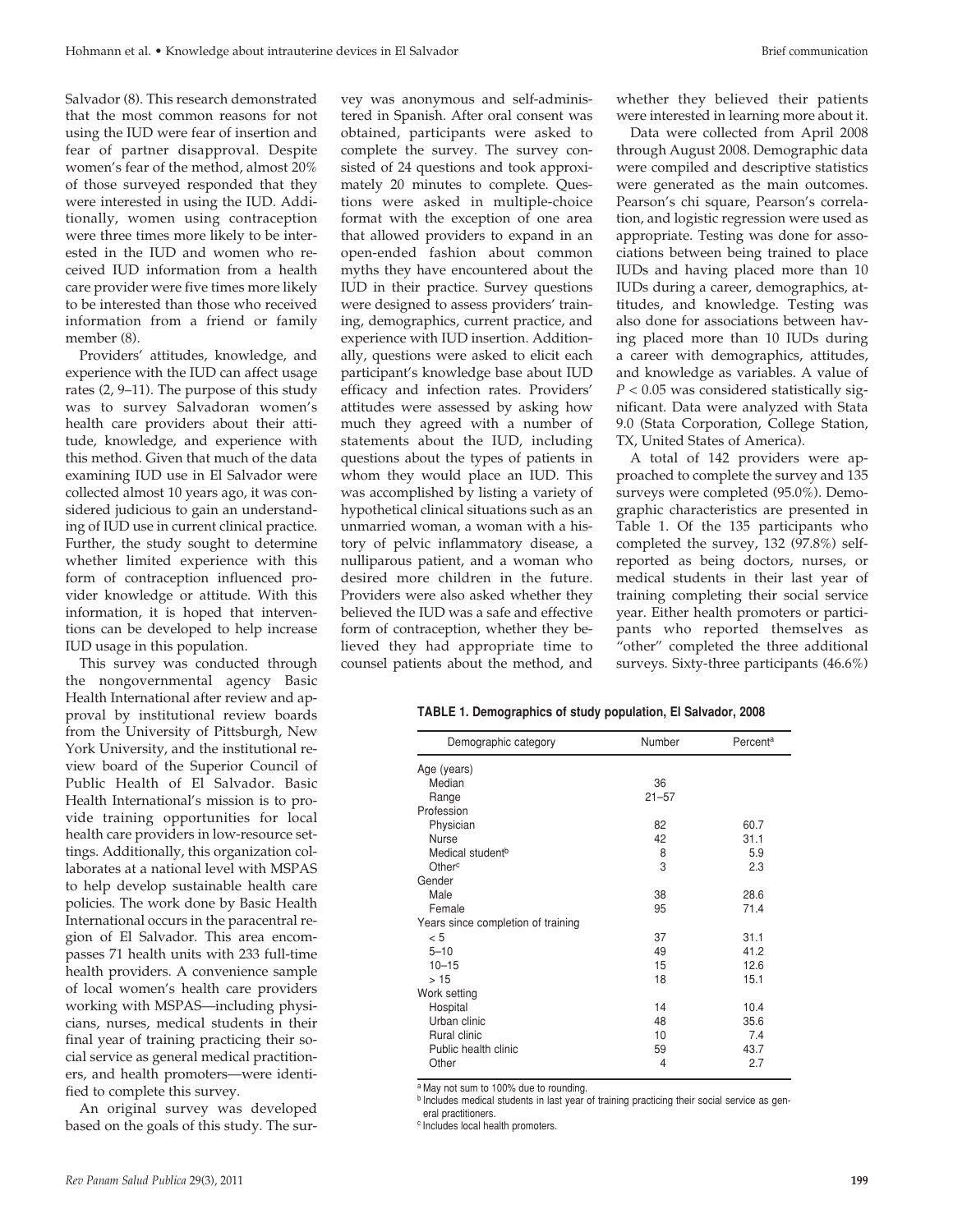Salvador (8). This research demonstrated that the most common reasons for not using the IUD were fear of insertion and fear of partner disapproval. Despite women's fear of the method, almost 20% of those surveyed responded that they were interested in using the IUD. Additionally, women using contraception were three times more likely to be interested in the IUD and women who received IUD information from a health care provider were five times more likely to be interested than those who received information from a friend or family member (8).

Providers' attitudes, knowledge, and experience with the IUD can affect usage rates (2, 9–11). The purpose of this study was to survey Salvadoran women's health care providers about their attitude, knowledge, and experience with this method. Given that much of the data examining IUD use in El Salvador were collected almost 10 years ago, it was considered judicious to gain an understanding of IUD use in current clinical practice. Further, the study sought to determine whether limited experience with this form of contraception influenced provider knowledge or attitude. With this information, it is hoped that interventions can be developed to help increase IUD usage in this population.

This survey was conducted through the nongovernmental agency Basic Health International after review and approval by institutional review boards from the University of Pittsburgh, New York University, and the institutional review board of the Superior Council of Public Health of El Salvador. Basic Health International's mission is to provide training opportunities for local health care providers in low-resource settings. Additionally, this organization collaborates at a national level with MSPAS to help develop sustainable health care policies. The work done by Basic Health International occurs in the paracentral region of El Salvador. This area encompasses 71 health units with 233 full-time health providers. A convenience sample of local women's health care providers working with MSPAS—including physicians, nurses, medical students in their final year of training practicing their social service as general medical practitioners, and health promoters—were identified to complete this survey.

An original survey was developed based on the goals of this study. The survey was anonymous and self-administered in Spanish. After oral consent was obtained, participants were asked to complete the survey. The survey consisted of 24 questions and took approximately 20 minutes to complete. Questions were asked in multiple-choice format with the exception of one area that allowed providers to expand in an open-ended fashion about common myths they have encountered about the IUD in their practice. Survey questions were designed to assess providers' training, demographics, current practice, and experience with IUD insertion. Additionally, questions were asked to elicit each participant's knowledge base about IUD efficacy and infection rates. Providers' attitudes were assessed by asking how much they agreed with a number of statements about the IUD, including questions about the types of patients in whom they would place an IUD. This was accomplished by listing a variety of hypothetical clinical situations such as an unmarried woman, a woman with a history of pelvic inflammatory disease, a nulliparous patient, and a woman who desired more children in the future. Providers were also asked whether they believed the IUD was a safe and effective form of contraception, whether they believed they had appropriate time to counsel patients about the method, and whether they believed their patients were interested in learning more about it.

Data were collected from April 2008 through August 2008. Demographic data were compiled and descriptive statistics were generated as the main outcomes. Pearson's chi square, Pearson's correlation, and logistic regression were used as appropriate. Testing was done for associations between being trained to place IUDs and having placed more than 10 IUDs during a career, demographics, attitudes, and knowledge. Testing was also done for associations between having placed more than 10 IUDs during a career with demographics, attitudes, and knowledge as variables. A value of $P < 0.05$ was considered statistically significant. Data were analyzed with Stata 9.0 (Stata Corporation, College Station, TX, United States of America).

A total of 142 providers were approached to complete the survey and 135 surveys were completed (95.0%). Demographic characteristics are presented in Table 1. Of the 135 participants who completed the survey, 132 (97.8%) self-reported as being doctors, nurses, or medical students in their last year of training completing their social service year. Either health promoters or participants who reported themselves as "other" completed the three additional surveys. Sixty-three participants (46.6%)

**TABLE 1. Demographics of study population, El Salvador, 2008**

| Demographic category | Number | Percent[a] |
|---|---|---|
| Age (years) | | |
| Median | 36 | |
| Range | 21–57 | |
| Profession | | |
| Physician | 82 | 60.7 |
| Nurse | 42 | 31.1 |
| Medical student[b] | 8 | 5.9 |
| Other[c] | 3 | 2.3 |
| Gender | | |
| Male | 38 | 28.6 |
| Female | 95 | 71.4 |
| Years since completion of training | | |
| < 5 | 37 | 31.1 |
| 5–10 | 49 | 41.2 |
| 10–15 | 15 | 12.6 |
| > 15 | 18 | 15.1 |
| Work setting | | |
| Hospital | 14 | 10.4 |
| Urban clinic | 48 | 35.6 |
| Rural clinic | 10 | 7.4 |
| Public health clinic | 59 | 43.7 |
| Other | 4 | 2.7 |

[a] May not sum to 100% due to rounding.
[b] Includes medical students in last year of training practicing their social service as general practitioners.
[c] Includes local health promoters.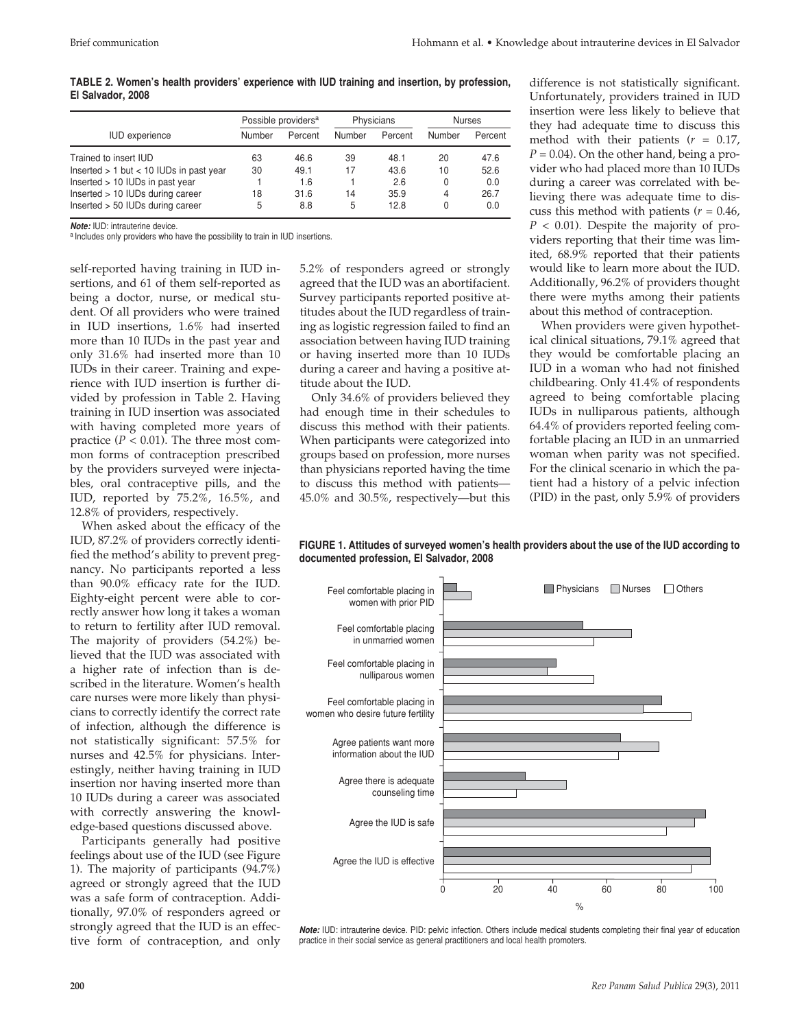**TABLE 2. Women's health providers' experience with IUD training and insertion, by profession, El Salvador, 2008**

| IUD experience | Possible providers[a] | | Physicians | | Nurses | |
|---|---|---|---|---|---|---|
| | Number | Percent | Number | Percent | Number | Percent |
| Trained to insert IUD | 63 | 46.6 | 39 | 48.1 | 20 | 47.6 |
| Inserted > 1 but < 10 IUDs in past year | 30 | 49.1 | 17 | 43.6 | 10 | 52.6 |
| Inserted > 10 IUDs in past year | 1 | 1.6 | 1 | 2.6 | 0 | 0.0 |
| Inserted > 10 IUDs during career | 18 | 31.6 | 14 | 35.9 | 4 | 26.7 |
| Inserted > 50 IUDs during career | 5 | 8.8 | 5 | 12.8 | 0 | 0.0 |

***Note:*** IUD: intrauterine device.
[a] Includes only providers who have the possibility to train in IUD insertions.

self-reported having training in IUD insertions, and 61 of them self-reported as being a doctor, nurse, or medical student. Of all providers who were trained in IUD insertions, 1.6% had inserted more than 10 IUDs in the past year and only 31.6% had inserted more than 10 IUDs in their career. Training and experience with IUD insertion is further divided by profession in Table 2. Having training in IUD insertion was associated with having completed more years of practice ($P < 0.01$). The three most common forms of contraception prescribed by the providers surveyed were injectables, oral contraceptive pills, and the IUD, reported by 75.2%, 16.5%, and 12.8% of providers, respectively.

When asked about the efficacy of the IUD, 87.2% of providers correctly identified the method's ability to prevent pregnancy. No participants reported a less than 90.0% efficacy rate for the IUD. Eighty-eight percent were able to correctly answer how long it takes a woman to return to fertility after IUD removal. The majority of providers (54.2%) believed that the IUD was associated with a higher rate of infection than is described in the literature. Women's health care nurses were more likely than physicians to correctly identify the correct rate of infection, although the difference is not statistically significant: 57.5% for nurses and 42.5% for physicians. Interestingly, neither having training in IUD insertion nor having inserted more than 10 IUDs during a career was associated with correctly answering the knowledge-based questions discussed above.

Participants generally had positive feelings about use of the IUD (see Figure 1). The majority of participants (94.7%) agreed or strongly agreed that the IUD was a safe form of contraception. Additionally, 97.0% of responders agreed or strongly agreed that the IUD is an effective form of contraception, and only 5.2% of responders agreed or strongly agreed that the IUD was an abortifacient. Survey participants reported positive attitudes about the IUD regardless of training as logistic regression failed to find an association between having IUD training or having inserted more than 10 IUDs during a career and having a positive attitude about the IUD.

Only 34.6% of providers believed they had enough time in their schedules to discuss this method with their patients. When participants were categorized into groups based on profession, more nurses than physicians reported having the time to discuss this method with patients—45.0% and 30.5%, respectively—but this difference is not statistically significant. Unfortunately, providers trained in IUD insertion were less likely to believe that they had adequate time to discuss this method with their patients ($r = 0.17$, $P = 0.04$). On the other hand, being a provider who had placed more than 10 IUDs during a career was correlated with believing there was adequate time to discuss this method with patients ($r = 0.46$, $P < 0.01$). Despite the majority of providers reporting that their time was limited, 68.9% reported that their patients would like to learn more about the IUD. Additionally, 96.2% of providers thought there were myths among their patients about this method of contraception.

When providers were given hypothetical clinical situations, 79.1% agreed that they would be comfortable placing an IUD in a woman who had not finished childbearing. Only 41.4% of respondents agreed to being comfortable placing IUDs in nulliparous patients, although 64.4% of providers reported feeling comfortable placing an IUD in an unmarried woman when parity was not specified. For the clinical scenario in which the patient had a history of a pelvic infection (PID) in the past, only 5.9% of providers

**FIGURE 1. Attitudes of surveyed women's health providers about the use of the IUD according to documented profession, El Salvador, 2008**

***Note:*** IUD: intrauterine device. PID: pelvic infection. Others include medical students completing their final year of education practice in their social service as general practitioners and local health promoters.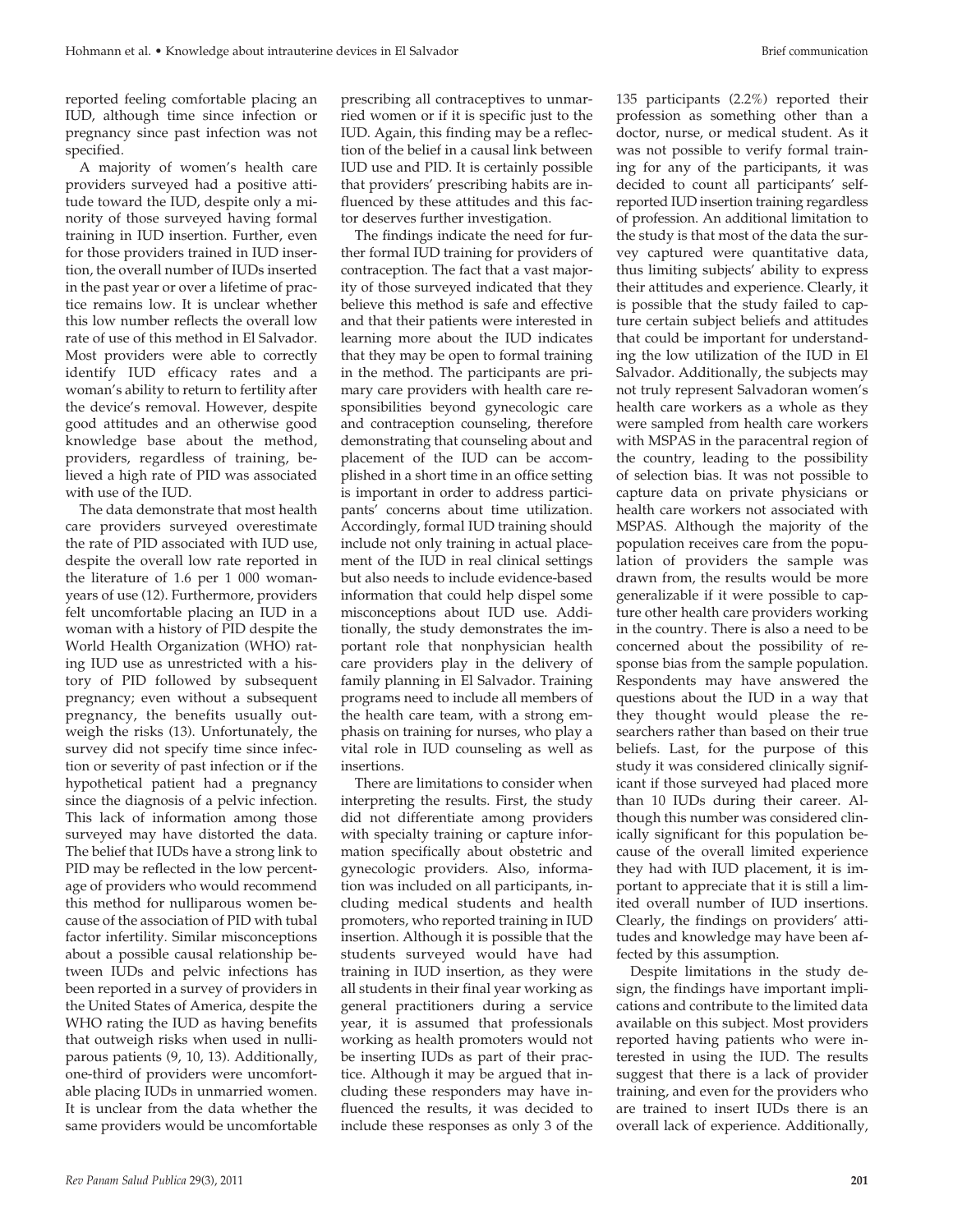reported feeling comfortable placing an IUD, although time since infection or pregnancy since past infection was not specified.

A majority of women's health care providers surveyed had a positive attitude toward the IUD, despite only a minority of those surveyed having formal training in IUD insertion. Further, even for those providers trained in IUD insertion, the overall number of IUDs inserted in the past year or over a lifetime of practice remains low. It is unclear whether this low number reflects the overall low rate of use of this method in El Salvador. Most providers were able to correctly identify IUD efficacy rates and a woman's ability to return to fertility after the device's removal. However, despite good attitudes and an otherwise good knowledge base about the method, providers, regardless of training, believed a high rate of PID was associated with use of the IUD.

The data demonstrate that most health care providers surveyed overestimate the rate of PID associated with IUD use, despite the overall low rate reported in the literature of 1.6 per 1 000 woman-years of use (12). Furthermore, providers felt uncomfortable placing an IUD in a woman with a history of PID despite the World Health Organization (WHO) rating IUD use as unrestricted with a history of PID followed by subsequent pregnancy; even without a subsequent pregnancy, the benefits usually outweigh the risks (13). Unfortunately, the survey did not specify time since infection or severity of past infection or if the hypothetical patient had a pregnancy since the diagnosis of a pelvic infection. This lack of information among those surveyed may have distorted the data. The belief that IUDs have a strong link to PID may be reflected in the low percentage of providers who would recommend this method for nulliparous women because of the association of PID with tubal factor infertility. Similar misconceptions about a possible causal relationship between IUDs and pelvic infections has been reported in a survey of providers in the United States of America, despite the WHO rating the IUD as having benefits that outweigh risks when used in nulliparous patients (9, 10, 13). Additionally, one-third of providers were uncomfortable placing IUDs in unmarried women. It is unclear from the data whether the same providers would be uncomfortable prescribing all contraceptives to unmarried women or if it is specific just to the IUD. Again, this finding may be a reflection of the belief in a causal link between IUD use and PID. It is certainly possible that providers' prescribing habits are influenced by these attitudes and this factor deserves further investigation.

The findings indicate the need for further formal IUD training for providers of contraception. The fact that a vast majority of those surveyed indicated that they believe this method is safe and effective and that their patients were interested in learning more about the IUD indicates that they may be open to formal training in the method. The participants are primary care providers with health care responsibilities beyond gynecologic care and contraception counseling, therefore demonstrating that counseling about and placement of the IUD can be accomplished in a short time in an office setting is important in order to address participants' concerns about time utilization. Accordingly, formal IUD training should include not only training in actual placement of the IUD in real clinical settings but also needs to include evidence-based information that could help dispel some misconceptions about IUD use. Additionally, the study demonstrates the important role that nonphysician health care providers play in the delivery of family planning in El Salvador. Training programs need to include all members of the health care team, with a strong emphasis on training for nurses, who play a vital role in IUD counseling as well as insertions.

There are limitations to consider when interpreting the results. First, the study did not differentiate among providers with specialty training or capture information specifically about obstetric and gynecologic providers. Also, information was included on all participants, including medical students and health promoters, who reported training in IUD insertion. Although it is possible that the students surveyed would have had training in IUD insertion, as they were all students in their final year working as general practitioners during a service year, it is assumed that professionals working as health promoters would not be inserting IUDs as part of their practice. Although it may be argued that including these responders may have influenced the results, it was decided to include these responses as only 3 of the 135 participants (2.2%) reported their profession as something other than a doctor, nurse, or medical student. As it was not possible to verify formal training for any of the participants, it was decided to count all participants' self-reported IUD insertion training regardless of profession. An additional limitation to the study is that most of the data the survey captured were quantitative data, thus limiting subjects' ability to express their attitudes and experience. Clearly, it is possible that the study failed to capture certain subject beliefs and attitudes that could be important for understanding the low utilization of the IUD in El Salvador. Additionally, the subjects may not truly represent Salvadoran women's health care workers as a whole as they were sampled from health care workers with MSPAS in the paracentral region of the country, leading to the possibility of selection bias. It was not possible to capture data on private physicians or health care workers not associated with MSPAS. Although the majority of the population receives care from the population of providers the sample was drawn from, the results would be more generalizable if it were possible to capture other health care providers working in the country. There is also a need to be concerned about the possibility of response bias from the sample population. Respondents may have answered the questions about the IUD in a way that they thought would please the researchers rather than based on their true beliefs. Last, for the purpose of this study it was considered clinically significant if those surveyed had placed more than 10 IUDs during their career. Although this number was considered clinically significant for this population because of the overall limited experience they had with IUD placement, it is important to appreciate that it is still a limited overall number of IUD insertions. Clearly, the findings on providers' attitudes and knowledge may have been affected by this assumption.

Despite limitations in the study design, the findings have important implications and contribute to the limited data available on this subject. Most providers reported having patients who were interested in using the IUD. The results suggest that there is a lack of provider training, and even for the providers who are trained to insert IUDs there is an overall lack of experience. Additionally,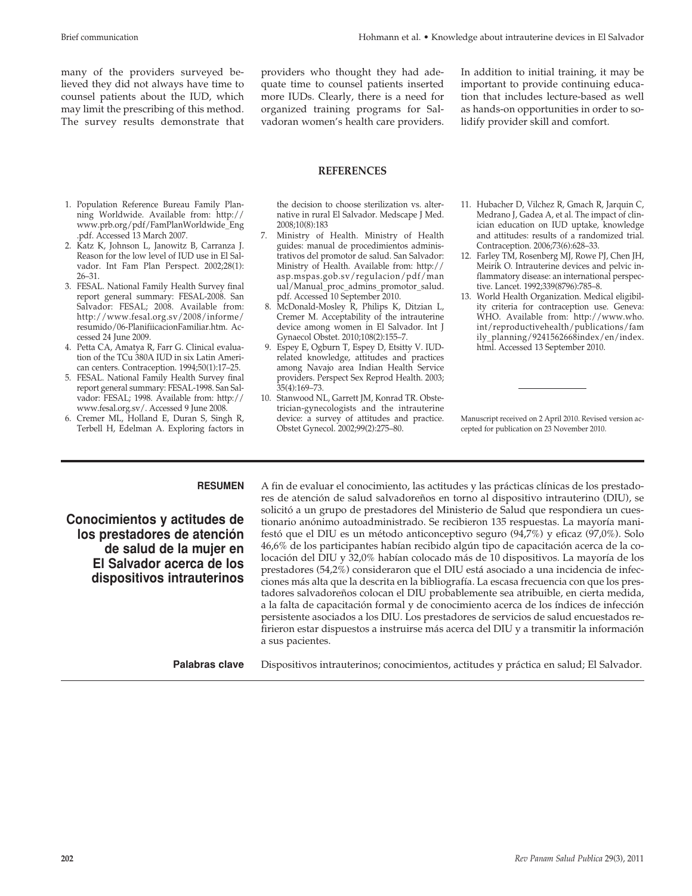many of the providers surveyed believed they did not always have time to counsel patients about the IUD, which may limit the prescribing of this method. The survey results demonstrate that providers who thought they had adequate time to counsel patients inserted more IUDs. Clearly, there is a need for organized training programs for Salvadoran women's health care providers. In addition to initial training, it may be important to provide continuing education that includes lecture-based as well as hands-on opportunities in order to solidify provider skill and comfort.

## REFERENCES

1. Population Reference Bureau Family Planning Worldwide. Available from: http://www.prb.org/pdf/FamPlanWorldwide_Eng.pdf. Accessed 13 March 2007.
2. Katz K, Johnson L, Janowitz B, Carranza J. Reason for the low level of IUD use in El Salvador. Int Fam Plan Perspect. 2002;28(1):26–31.
3. FESAL. National Family Health Survey final report general summary: FESAL-2008. San Salvador: FESAL; 2008. Available from: http://www.fesal.org.sv/2008/informe/resumido/06-PlanifiicacionFamiliar.htm. Accessed 24 June 2009.
4. Petta CA, Amatya R, Farr G. Clinical evaluation of the TCu 380A IUD in six Latin American centers. Contraception. 1994;50(1):17–25.
5. FESAL. National Family Health Survey final report general summary: FESAL-1998. San Salvador: FESAL; 1998. Available from: http://www.fesal.org.sv/. Accessed 9 June 2008.
6. Cremer ML, Holland E, Duran S, Singh R, Terbell H, Edelman A. Exploring factors in the decision to choose sterilization vs. alternative in rural El Salvador. Medscape J Med. 2008;10(8):183
7. Ministry of Health. Ministry of Health guides: manual de procedimientos administrativos del promotor de salud. San Salvador: Ministry of Health. Available from: http://asp.mspas.gob.sv/regulacion/pdf/manual/Manual_proc_admins_promotor_salud.pdf. Accessed 10 September 2010.
8. McDonald-Mosley R, Philips K, Ditzian L, Cremer M. Acceptability of the intrauterine device among women in El Salvador. Int J Gynaecol Obstet. 2010;108(2):155–7.
9. Espey E, Ogburn T, Espey D, Etsitty V. IUD-related knowledge, attitudes and practices among Navajo area Indian Health Service providers. Perspect Sex Reprod Health. 2003;35(4):169–73.
10. Stanwood NL, Garrett JM, Konrad TR. Obstetrician-gynecologists and the intrauterine device: a survey of attitudes and practice. Obstet Gynecol. 2002;99(2):275–80.
11. Hubacher D, Vilchez R, Gmach R, Jarquin C, Medrano J, Gadea A, et al. The impact of clinician education on IUD uptake, knowledge and attitudes: results of a randomized trial. Contraception. 2006;73(6):628–33.
12. Farley TM, Rosenberg MJ, Rowe PJ, Chen JH, Meirik O. Intrauterine devices and pelvic inflammatory disease: an international perspective. Lancet. 1992;339(8796):785–8.
13. World Health Organization. Medical eligibility criteria for contraception use. Geneva: WHO. Available from: http://www.who.int/reproductivehealth/publications/family_planning/9241562668index/en/index.html. Accessed 13 September 2010.

Manuscript received on 2 April 2010. Revised version accepted for publication on 23 November 2010.

---

**RESUMEN**

## Conocimientos y actitudes de los prestadores de atención de salud de la mujer en El Salvador acerca de los dispositivos intrauterinos

A fin de evaluar el conocimiento, las actitudes y las prácticas clínicas de los prestadores de atención de salud salvadoreños en torno al dispositivo intrauterino (DIU), se solicitó a un grupo de prestadores del Ministerio de Salud que respondiera un cuestionario anónimo autoadministrado. Se recibieron 135 respuestas. La mayoría manifestó que el DIU es un método anticonceptivo seguro (94,7%) y eficaz (97,0%). Solo 46,6% de los participantes habían recibido algún tipo de capacitación acerca de la colocación del DIU y 32,0% habían colocado más de 10 dispositivos. La mayoría de los prestadores (54,2%) consideraron que el DIU está asociado a una incidencia de infecciones más alta que la descrita en la bibliografía. La escasa frecuencia con que los prestadores salvadoreños colocan el DIU probablemente sea atribuible, en cierta medida, a la falta de capacitación formal y de conocimiento acerca de los índices de infección persistente asociados a los DIU. Los prestadores de servicios de salud encuestados refirieron estar dispuestos a instruirse más acerca del DIU y a transmitir la información a sus pacientes.

**Palabras clave** Dispositivos intrauterinos; conocimientos, actitudes y práctica en salud; El Salvador.